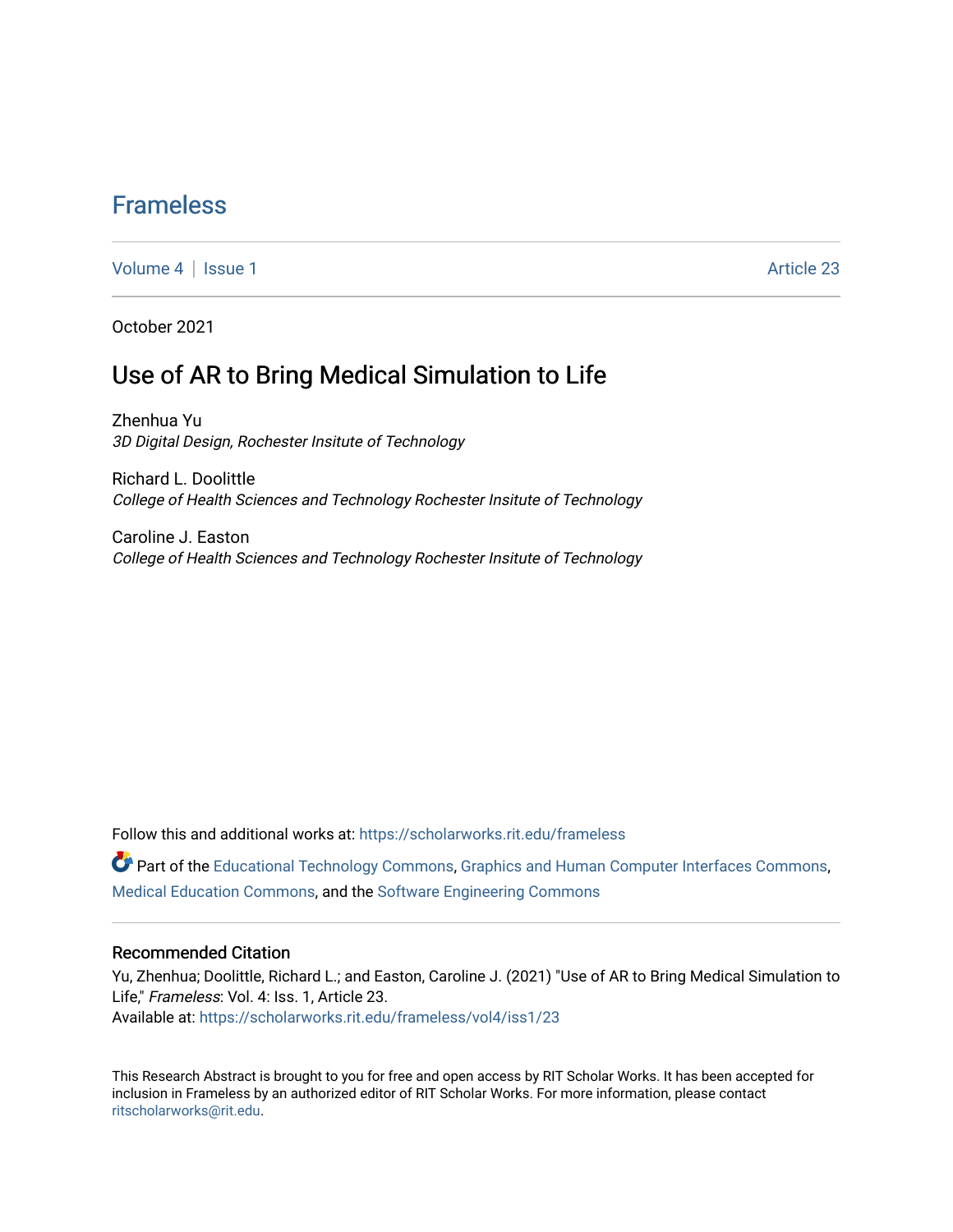# Frameless

Volume 4 | Issue 1 Article 23

October 2021

## Use of AR to Bring Medical Simulation to Life

Zhenhua Yu
*3D Digital Design, Rochester Insitute of Technology*

Richard L. Doolittle
*College of Health Sciences and Technology Rochester Insitute of Technology*

Caroline J. Easton
*College of Health Sciences and Technology Rochester Insitute of Technology*

Follow this and additional works at: https://scholarworks.rit.edu/frameless

Part of the Educational Technology Commons, Graphics and Human Computer Interfaces Commons, Medical Education Commons, and the Software Engineering Commons

### Recommended Citation

Yu, Zhenhua; Doolittle, Richard L.; and Easton, Caroline J. (2021) "Use of AR to Bring Medical Simulation to Life," *Frameless*: Vol. 4: Iss. 1, Article 23.
Available at: https://scholarworks.rit.edu/frameless/vol4/iss1/23

This Research Abstract is brought to you for free and open access by RIT Scholar Works. It has been accepted for inclusion in Frameless by an authorized editor of RIT Scholar Works. For more information, please contact ritscholarworks@rit.edu.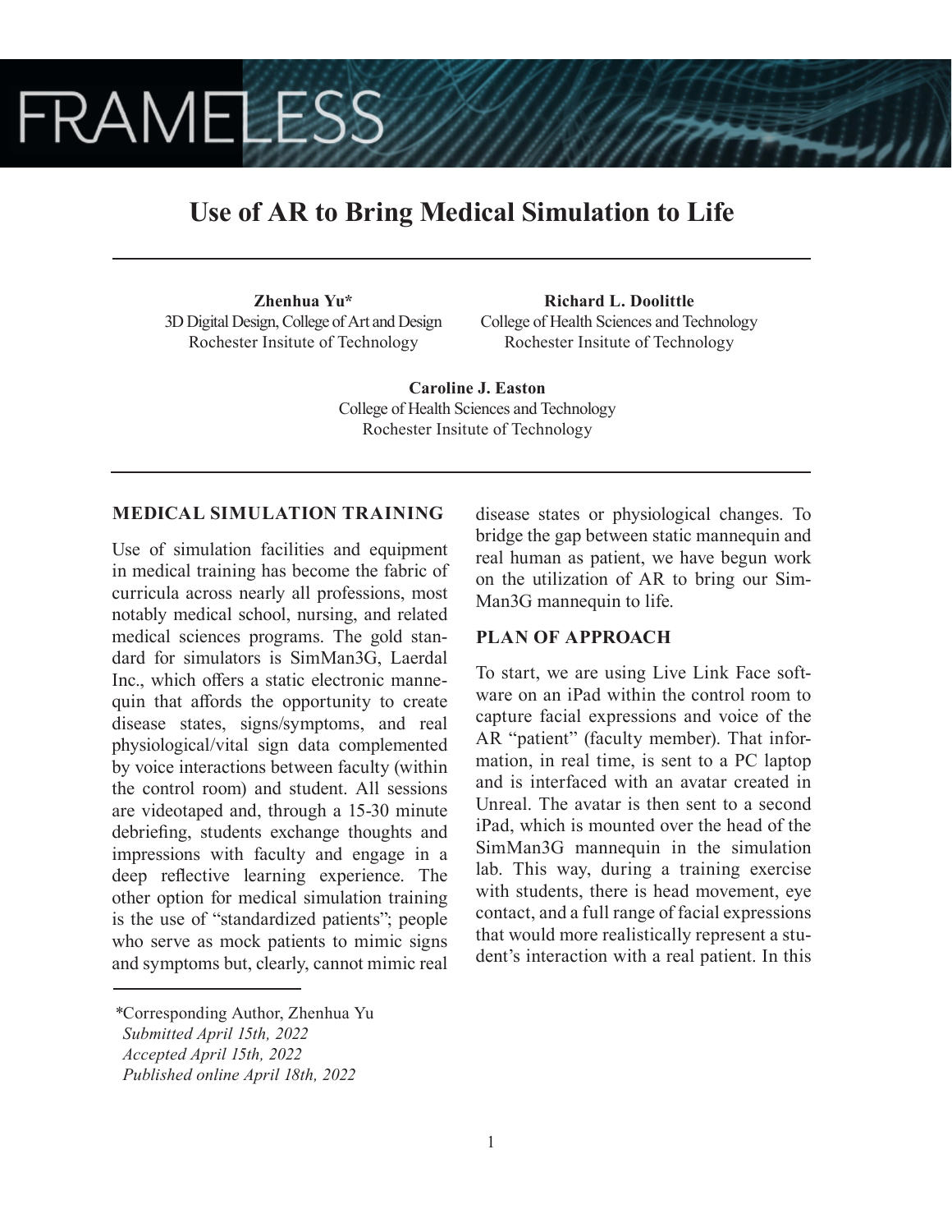# Use of AR to Bring Medical Simulation to Life

**Zhenhua Yu***
3D Digital Design, College of Art and Design
Rochester Insitute of Technology

**Richard L. Doolittle**
College of Health Sciences and Technology
Rochester Insitute of Technology

**Caroline J. Easton**
College of Health Sciences and Technology
Rochester Insitute of Technology

## MEDICAL SIMULATION TRAINING

Use of simulation facilities and equipment in medical training has become the fabric of curricula across nearly all professions, most notably medical school, nursing, and related medical sciences programs. The gold standard for simulators is SimMan3G, Laerdal Inc., which offers a static electronic mannequin that affords the opportunity to create disease states, signs/symptoms, and real physiological/vital sign data complemented by voice interactions between faculty (within the control room) and student. All sessions are videotaped and, through a 15-30 minute debriefing, students exchange thoughts and impressions with faculty and engage in a deep reflective learning experience. The other option for medical simulation training is the use of "standardized patients"; people who serve as mock patients to mimic signs and symptoms but, clearly, cannot mimic real disease states or physiological changes. To bridge the gap between static mannequin and real human as patient, we have begun work on the utilization of AR to bring our SimMan3G mannequin to life.

## PLAN OF APPROACH

To start, we are using Live Link Face software on an iPad within the control room to capture facial expressions and voice of the AR "patient" (faculty member). That information, in real time, is sent to a PC laptop and is interfaced with an avatar created in Unreal. The avatar is then sent to a second iPad, which is mounted over the head of the SimMan3G mannequin in the simulation lab. This way, during a training exercise with students, there is head movement, eye contact, and a full range of facial expressions that would more realistically represent a student's interaction with a real patient. In this

*Corresponding Author, Zhenhua Yu
*Submitted April 15th, 2022*
*Accepted April 15th, 2022*
*Published online April 18th, 2022*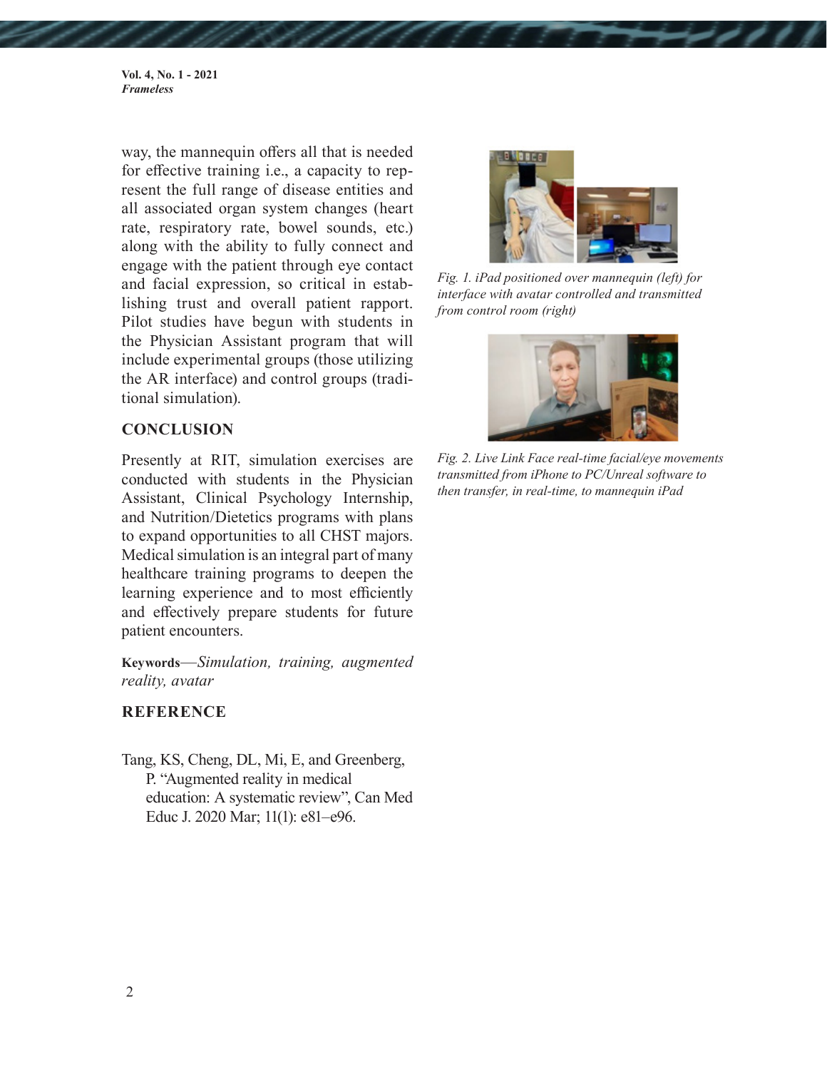way, the mannequin offers all that is needed for effective training i.e., a capacity to represent the full range of disease entities and all associated organ system changes (heart rate, respiratory rate, bowel sounds, etc.) along with the ability to fully connect and engage with the patient through eye contact and facial expression, so critical in establishing trust and overall patient rapport. Pilot studies have begun with students in the Physician Assistant program that will include experimental groups (those utilizing the AR interface) and control groups (traditional simulation).

*Fig. 1. iPad positioned over mannequin (left) for interface with avatar controlled and transmitted from control room (right)*

*Fig. 2. Live Link Face real-time facial/eye movements transmitted from iPhone to PC/Unreal software to then transfer, in real-time, to mannequin iPad*

## CONCLUSION

Presently at RIT, simulation exercises are conducted with students in the Physician Assistant, Clinical Psychology Internship, and Nutrition/Dietetics programs with plans to expand opportunities to all CHST majors. Medical simulation is an integral part of many healthcare training programs to deepen the learning experience and to most efficiently and effectively prepare students for future patient encounters.

**Keywords**—*Simulation, training, augmented reality, avatar*

## REFERENCE

Tang, KS, Cheng, DL, Mi, E, and Greenberg, P. "Augmented reality in medical education: A systematic review", Can Med Educ J. 2020 Mar; 11(1): e81–e96.